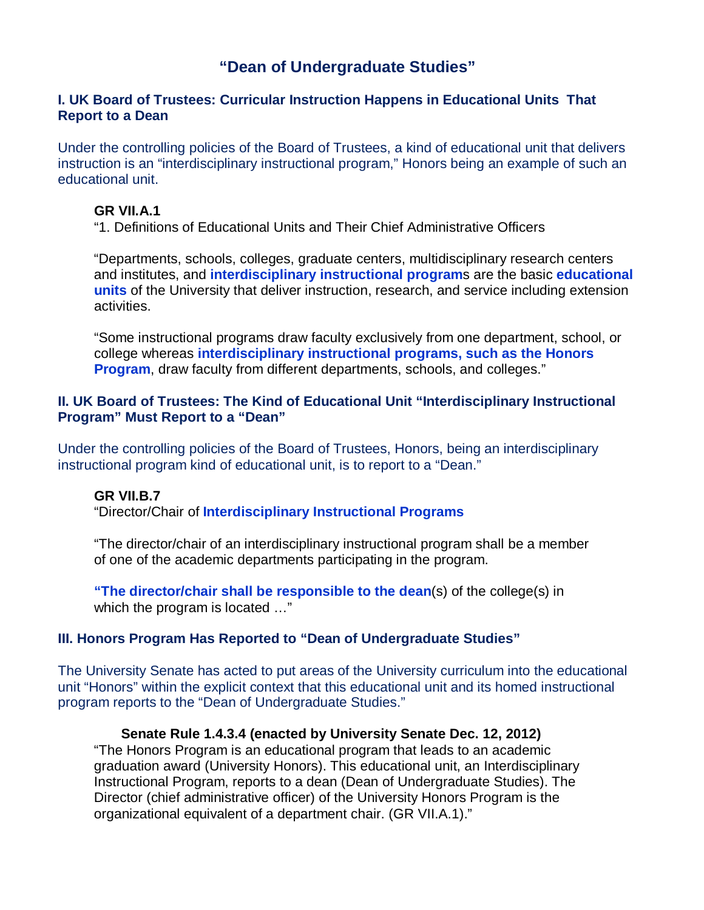# "Dean of Undergraduate Studies"

## I. UK Board of Trustees: Curricular Instruction Happens in Educational Units That Report to a Dean

Under the controlling policies of the Board of Trustees, a kind of educational unit that delivers instruction is an "interdisciplinary instructional program," Honors being an example of such an educational unit.

> **GR VII.A.1**
> "1. Definitions of Educational Units and Their Chief Administrative Officers
>
> "Departments, schools, colleges, graduate centers, multidisciplinary research centers and institutes, and **interdisciplinary instructional program**s are the basic **educational units** of the University that deliver instruction, research, and service including extension activities.
>
> "Some instructional programs draw faculty exclusively from one department, school, or college whereas **interdisciplinary instructional programs, such as the Honors Program**, draw faculty from different departments, schools, and colleges."

## II. UK Board of Trustees: The Kind of Educational Unit "Interdisciplinary Instructional Program" Must Report to a "Dean"

Under the controlling policies of the Board of Trustees, Honors, being an interdisciplinary instructional program kind of educational unit, is to report to a "Dean."

> **GR VII.B.7**
> "Director/Chair of **Interdisciplinary Instructional Programs**
>
> "The director/chair of an interdisciplinary instructional program shall be a member of one of the academic departments participating in the program.
>
> **"The director/chair shall be responsible to the dean**(s) of the college(s) in which the program is located …"

## III. Honors Program Has Reported to "Dean of Undergraduate Studies"

The University Senate has acted to put areas of the University curriculum into the educational unit "Honors" within the explicit context that this educational unit and its homed instructional program reports to the "Dean of Undergraduate Studies."

> **Senate Rule 1.4.3.4 (enacted by University Senate Dec. 12, 2012)**
> "The Honors Program is an educational program that leads to an academic graduation award (University Honors). This educational unit, an Interdisciplinary Instructional Program, reports to a dean (Dean of Undergraduate Studies). The Director (chief administrative officer) of the University Honors Program is the organizational equivalent of a department chair. (GR VII.A.1)."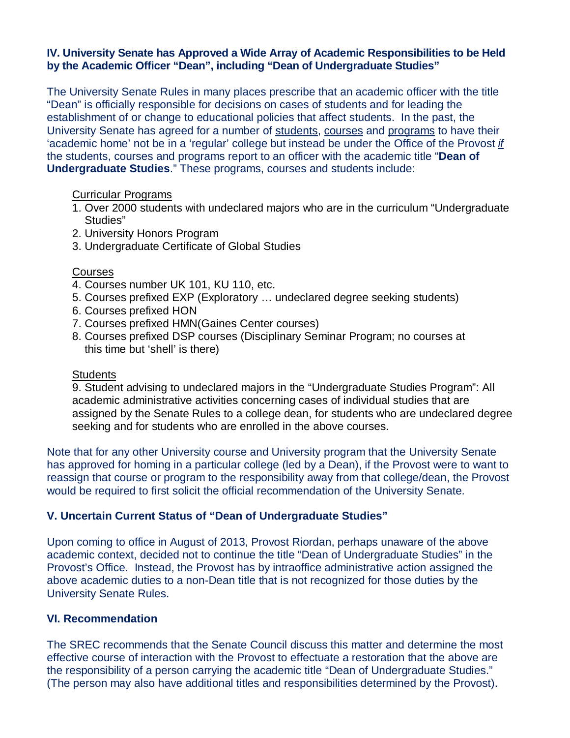### IV. University Senate has Approved a Wide Array of Academic Responsibilities to be Held by the Academic Officer "Dean", including "Dean of Undergraduate Studies"

The University Senate Rules in many places prescribe that an academic officer with the title "Dean" is officially responsible for decisions on cases of students and for leading the establishment of or change to educational policies that affect students. In the past, the University Senate has agreed for a number of students, courses and programs to have their 'academic home' not be in a 'regular' college but instead be under the Office of the Provost *if* the students, courses and programs report to an officer with the academic title "**Dean of Undergraduate Studies**." These programs, courses and students include:

Curricular Programs

1. Over 2000 students with undeclared majors who are in the curriculum "Undergraduate Studies"
2. University Honors Program
3. Undergraduate Certificate of Global Studies

Courses

4. Courses number UK 101, KU 110, etc.
5. Courses prefixed EXP (Exploratory … undeclared degree seeking students)
6. Courses prefixed HON
7. Courses prefixed HMN(Gaines Center courses)
8. Courses prefixed DSP courses (Disciplinary Seminar Program; no courses at this time but 'shell' is there)

Students

9. Student advising to undeclared majors in the "Undergraduate Studies Program": All academic administrative activities concerning cases of individual studies that are assigned by the Senate Rules to a college dean, for students who are undeclared degree seeking and for students who are enrolled in the above courses.

Note that for any other University course and University program that the University Senate has approved for homing in a particular college (led by a Dean), if the Provost were to want to reassign that course or program to the responsibility away from that college/dean, the Provost would be required to first solicit the official recommendation of the University Senate.

### V. Uncertain Current Status of "Dean of Undergraduate Studies"

Upon coming to office in August of 2013, Provost Riordan, perhaps unaware of the above academic context, decided not to continue the title "Dean of Undergraduate Studies" in the Provost's Office. Instead, the Provost has by intraoffice administrative action assigned the above academic duties to a non-Dean title that is not recognized for those duties by the University Senate Rules.

### VI. Recommendation

The SREC recommends that the Senate Council discuss this matter and determine the most effective course of interaction with the Provost to effectuate a restoration that the above are the responsibility of a person carrying the academic title "Dean of Undergraduate Studies." (The person may also have additional titles and responsibilities determined by the Provost).